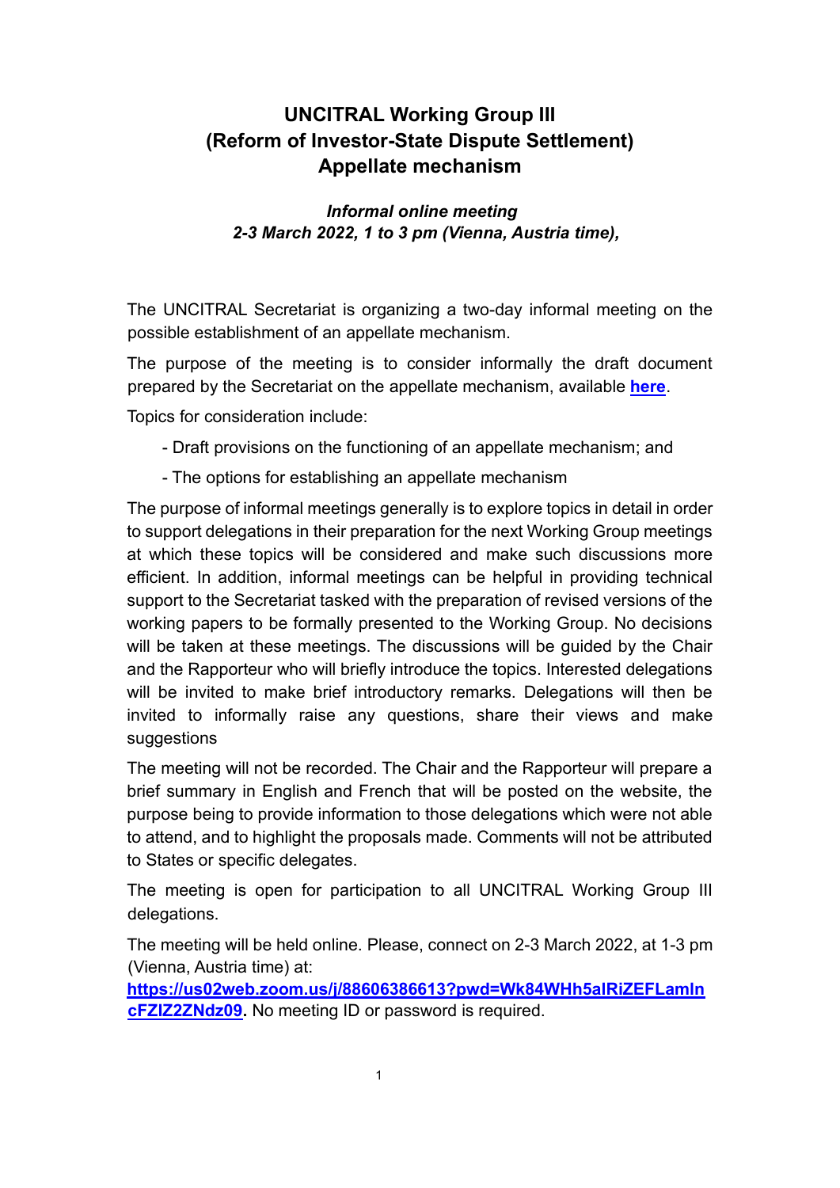# UNCITRAL Working Group III (Reform of Investor-State Dispute Settlement) Appellate mechanism

***Informal online meeting***
***2-3 March 2022, 1 to 3 pm (Vienna, Austria time),***

The UNCITRAL Secretariat is organizing a two-day informal meeting on the possible establishment of an appellate mechanism.

The purpose of the meeting is to consider informally the draft document prepared by the Secretariat on the appellate mechanism, available **here**.

Topics for consideration include:

- Draft provisions on the functioning of an appellate mechanism; and
- The options for establishing an appellate mechanism

The purpose of informal meetings generally is to explore topics in detail in order to support delegations in their preparation for the next Working Group meetings at which these topics will be considered and make such discussions more efficient. In addition, informal meetings can be helpful in providing technical support to the Secretariat tasked with the preparation of revised versions of the working papers to be formally presented to the Working Group. No decisions will be taken at these meetings. The discussions will be guided by the Chair and the Rapporteur who will briefly introduce the topics. Interested delegations will be invited to make brief introductory remarks. Delegations will then be invited to informally raise any questions, share their views and make suggestions

The meeting will not be recorded. The Chair and the Rapporteur will prepare a brief summary in English and French that will be posted on the website, the purpose being to provide information to those delegations which were not able to attend, and to highlight the proposals made. Comments will not be attributed to States or specific delegates.

The meeting is open for participation to all UNCITRAL Working Group III delegations.

The meeting will be held online. Please, connect on 2-3 March 2022, at 1-3 pm (Vienna, Austria time) at:
**https://us02web.zoom.us/j/88606386613?pwd=Wk84WHh5alRiZEFLamlncFZlZ2ZNdz09.** No meeting ID or password is required.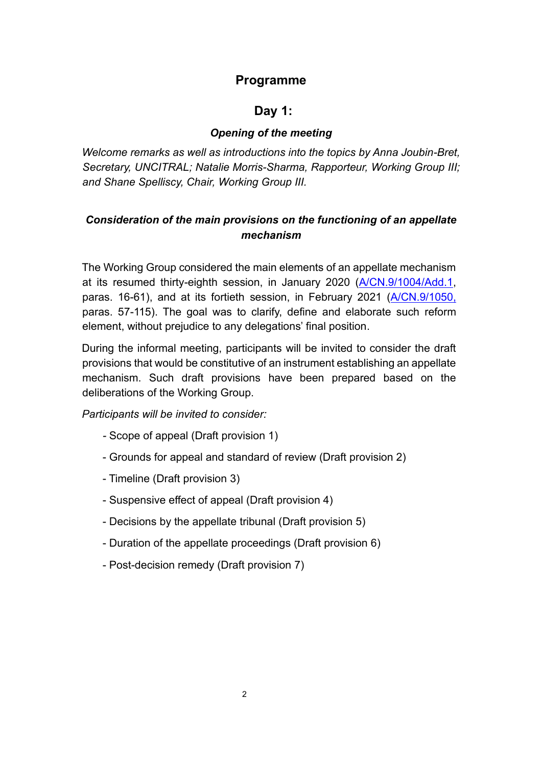# Programme

## Day 1:

### *Opening of the meeting*

*Welcome remarks as well as introductions into the topics by Anna Joubin-Bret, Secretary, UNCITRAL; Natalie Morris-Sharma, Rapporteur, Working Group III; and Shane Spelliscy, Chair, Working Group III.*

### *Consideration of the main provisions on the functioning of an appellate mechanism*

The Working Group considered the main elements of an appellate mechanism at its resumed thirty-eighth session, in January 2020 (A/CN.9/1004/Add.1, paras. 16-61), and at its fortieth session, in February 2021 (A/CN.9/1050, paras. 57-115). The goal was to clarify, define and elaborate such reform element, without prejudice to any delegations' final position.

During the informal meeting, participants will be invited to consider the draft provisions that would be constitutive of an instrument establishing an appellate mechanism. Such draft provisions have been prepared based on the deliberations of the Working Group.

*Participants will be invited to consider:*

- Scope of appeal (Draft provision 1)
- Grounds for appeal and standard of review (Draft provision 2)
- Timeline (Draft provision 3)
- Suspensive effect of appeal (Draft provision 4)
- Decisions by the appellate tribunal (Draft provision 5)
- Duration of the appellate proceedings (Draft provision 6)
- Post-decision remedy (Draft provision 7)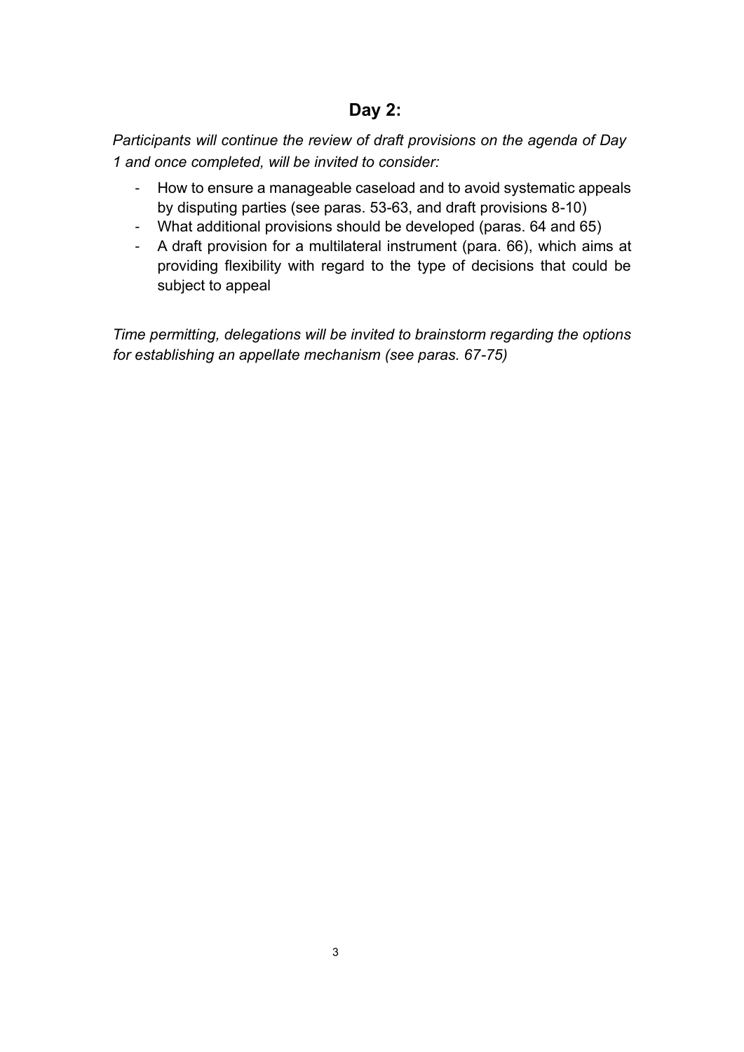## Day 2:

*Participants will continue the review of draft provisions on the agenda of Day 1 and once completed, will be invited to consider:*

- How to ensure a manageable caseload and to avoid systematic appeals by disputing parties (see paras. 53-63, and draft provisions 8-10)
- What additional provisions should be developed (paras. 64 and 65)
- A draft provision for a multilateral instrument (para. 66), which aims at providing flexibility with regard to the type of decisions that could be subject to appeal

*Time permitting, delegations will be invited to brainstorm regarding the options for establishing an appellate mechanism (see paras. 67-75)*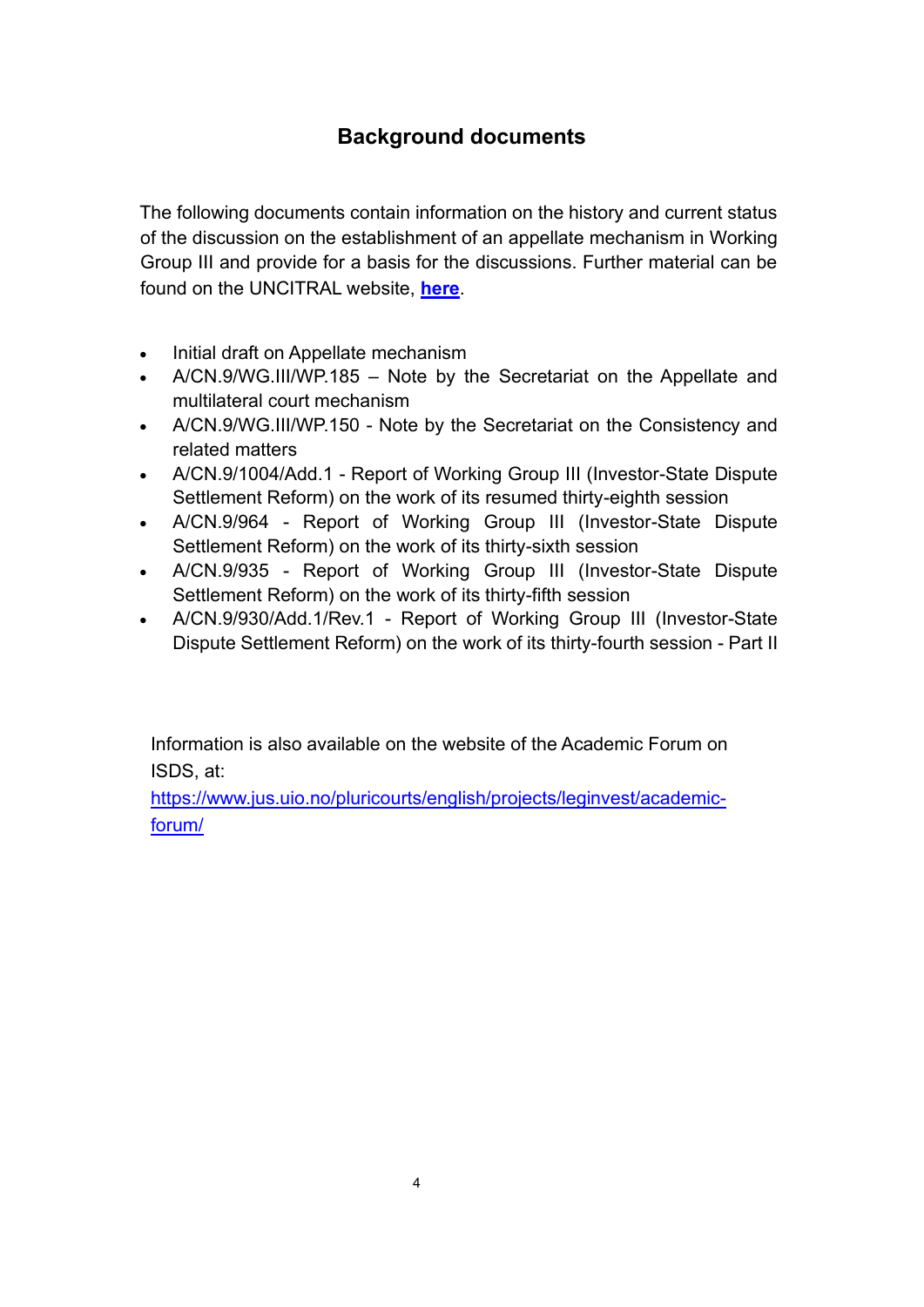## Background documents

The following documents contain information on the history and current status of the discussion on the establishment of an appellate mechanism in Working Group III and provide for a basis for the discussions. Further material can be found on the UNCITRAL website, **here**.

- Initial draft on Appellate mechanism
- A/CN.9/WG.III/WP.185 – Note by the Secretariat on the Appellate and multilateral court mechanism
- A/CN.9/WG.III/WP.150 - Note by the Secretariat on the Consistency and related matters
- A/CN.9/1004/Add.1 - Report of Working Group III (Investor-State Dispute Settlement Reform) on the work of its resumed thirty-eighth session
- A/CN.9/964 - Report of Working Group III (Investor-State Dispute Settlement Reform) on the work of its thirty-sixth session
- A/CN.9/935 - Report of Working Group III (Investor-State Dispute Settlement Reform) on the work of its thirty-fifth session
- A/CN.9/930/Add.1/Rev.1 - Report of Working Group III (Investor-State Dispute Settlement Reform) on the work of its thirty-fourth session - Part II

Information is also available on the website of the Academic Forum on ISDS, at:
https://www.jus.uio.no/pluricourts/english/projects/leginvest/academic-forum/